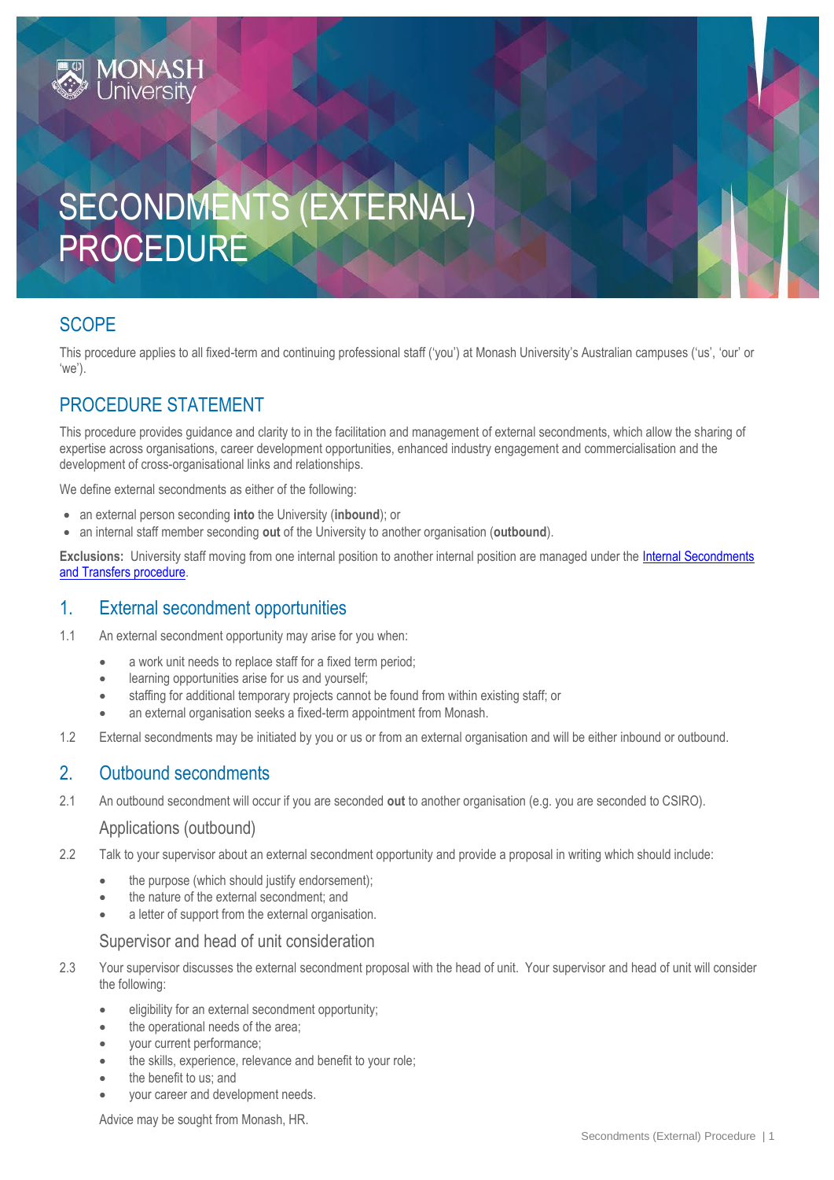# SECONDMENTS (EXTERNAL) PROCEDURE

## SCOPE

This procedure applies to all fixed-term and continuing professional staff ('you') at Monash University's Australian campuses ('us', 'our' or 'we').

## PROCEDURE STATEMENT

This procedure provides guidance and clarity to in the facilitation and management of external secondments, which allow the sharing of expertise across organisations, career development opportunities, enhanced industry engagement and commercialisation and the development of cross-organisational links and relationships.

We define external secondments as either of the following:

- an external person seconding **into** the University (**inbound**); or
- an internal staff member seconding **out** of the University to another organisation (**outbound**).

**Exclusions:** University staff moving from one internal position to another internal position are managed under the [Internal Secondments and Transfers procedure](#).

## 1. External secondment opportunities

1.1 An external secondment opportunity may arise for you when:

- a work unit needs to replace staff for a fixed term period;
- learning opportunities arise for us and yourself;
- staffing for additional temporary projects cannot be found from within existing staff; or
- an external organisation seeks a fixed-term appointment from Monash.

1.2 External secondments may be initiated by you or us or from an external organisation and will be either inbound or outbound.

## 2. Outbound secondments

2.1 An outbound secondment will occur if you are seconded **out** to another organisation (e.g. you are seconded to CSIRO).

### Applications (outbound)

2.2 Talk to your supervisor about an external secondment opportunity and provide a proposal in writing which should include:

- the purpose (which should justify endorsement);
- the nature of the external secondment; and
- a letter of support from the external organisation.

### Supervisor and head of unit consideration

2.3 Your supervisor discusses the external secondment proposal with the head of unit. Your supervisor and head of unit will consider the following:

- eligibility for an external secondment opportunity;
- the operational needs of the area;
- your current performance;
- the skills, experience, relevance and benefit to your role;
- the benefit to us; and
- your career and development needs.

Advice may be sought from Monash, HR.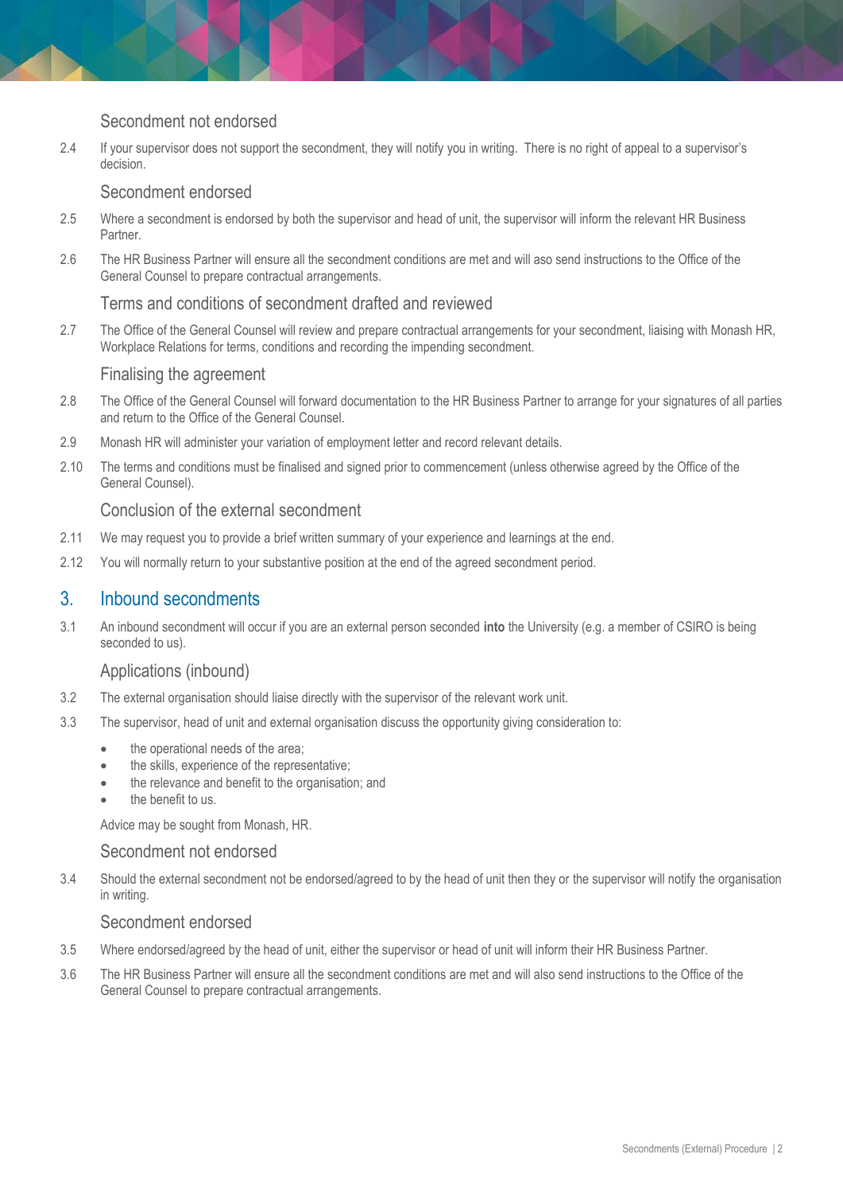### Secondment not endorsed

2.4 If your supervisor does not support the secondment, they will notify you in writing. There is no right of appeal to a supervisor's decision.

### Secondment endorsed

2.5 Where a secondment is endorsed by both the supervisor and head of unit, the supervisor will inform the relevant HR Business Partner.

2.6 The HR Business Partner will ensure all the secondment conditions are met and will also send instructions to the Office of the General Counsel to prepare contractual arrangements.

### Terms and conditions of secondment drafted and reviewed

2.7 The Office of the General Counsel will review and prepare contractual arrangements for your secondment, liaising with Monash HR, Workplace Relations for terms, conditions and recording the impending secondment.

### Finalising the agreement

2.8 The Office of the General Counsel will forward documentation to the HR Business Partner to arrange for your signatures of all parties and return to the Office of the General Counsel.

2.9 Monash HR will administer your variation of employment letter and record relevant details.

2.10 The terms and conditions must be finalised and signed prior to commencement (unless otherwise agreed by the Office of the General Counsel).

### Conclusion of the external secondment

2.11 We may request you to provide a brief written summary of your experience and learnings at the end.

2.12 You will normally return to your substantive position at the end of the agreed secondment period.

## 3. Inbound secondments

3.1 An inbound secondment will occur if you are an external person seconded **into** the University (e.g. a member of CSIRO is being seconded to us).

### Applications (inbound)

3.2 The external organisation should liaise directly with the supervisor of the relevant work unit.

3.3 The supervisor, head of unit and external organisation discuss the opportunity giving consideration to:

- the operational needs of the area;
- the skills, experience of the representative;
- the relevance and benefit to the organisation; and
- the benefit to us.

Advice may be sought from Monash, HR.

### Secondment not endorsed

3.4 Should the external secondment not be endorsed/agreed to by the head of unit then they or the supervisor will notify the organisation in writing.

### Secondment endorsed

3.5 Where endorsed/agreed by the head of unit, either the supervisor or head of unit will inform their HR Business Partner.

3.6 The HR Business Partner will ensure all the secondment conditions are met and will also send instructions to the Office of the General Counsel to prepare contractual arrangements.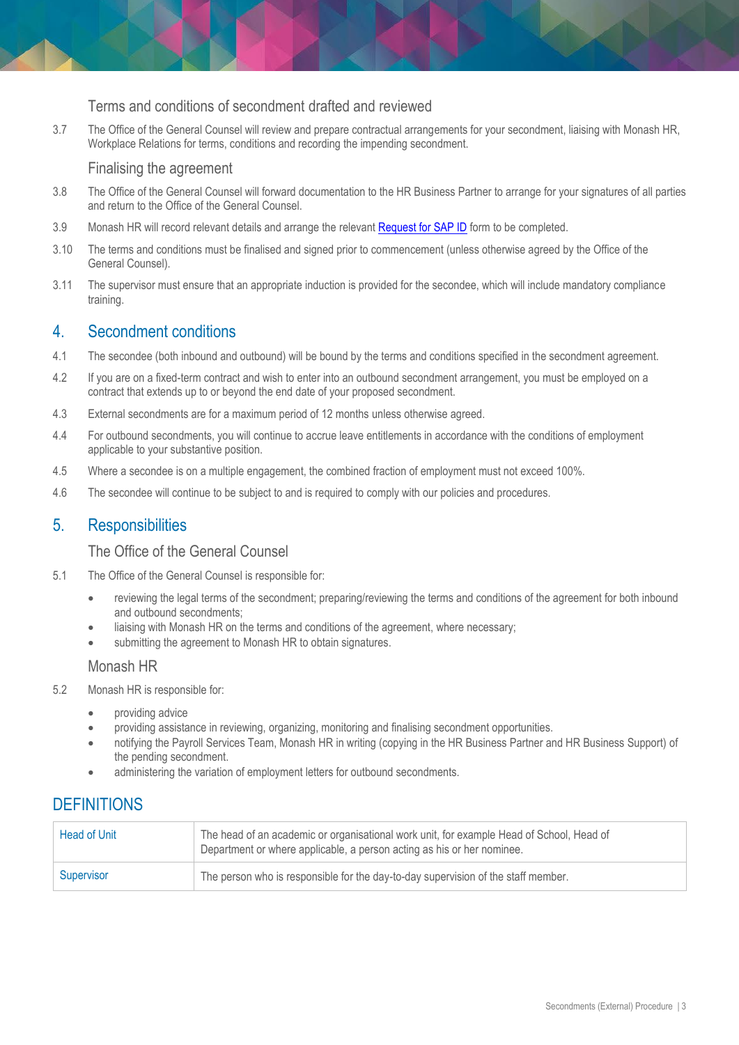### Terms and conditions of secondment drafted and reviewed

3.7 The Office of the General Counsel will review and prepare contractual arrangements for your secondment, liaising with Monash HR, Workplace Relations for terms, conditions and recording the impending secondment.

### Finalising the agreement

3.8 The Office of the General Counsel will forward documentation to the HR Business Partner to arrange for your signatures of all parties and return to the Office of the General Counsel.

3.9 Monash HR will record relevant details and arrange the relevant [Request for SAP ID] form to be completed.

3.10 The terms and conditions must be finalised and signed prior to commencement (unless otherwise agreed by the Office of the General Counsel).

3.11 The supervisor must ensure that an appropriate induction is provided for the secondee, which will include mandatory compliance training.

## 4. Secondment conditions

4.1 The secondee (both inbound and outbound) will be bound by the terms and conditions specified in the secondment agreement.

4.2 If you are on a fixed-term contract and wish to enter into an outbound secondment arrangement, you must be employed on a contract that extends up to or beyond the end date of your proposed secondment.

4.3 External secondments are for a maximum period of 12 months unless otherwise agreed.

4.4 For outbound secondments, you will continue to accrue leave entitlements in accordance with the conditions of employment applicable to your substantive position.

4.5 Where a secondee is on a multiple engagement, the combined fraction of employment must not exceed 100%.

4.6 The secondee will continue to be subject to and is required to comply with our policies and procedures.

## 5. Responsibilities

### The Office of the General Counsel

5.1 The Office of the General Counsel is responsible for:

- reviewing the legal terms of the secondment; preparing/reviewing the terms and conditions of the agreement for both inbound and outbound secondments;
- liaising with Monash HR on the terms and conditions of the agreement, where necessary;
- submitting the agreement to Monash HR to obtain signatures.

### Monash HR

5.2 Monash HR is responsible for:

- providing advice
- providing assistance in reviewing, organizing, monitoring and finalising secondment opportunities.
- notifying the Payroll Services Team, Monash HR in writing (copying in the HR Business Partner and HR Business Support) of the pending secondment.
- administering the variation of employment letters for outbound secondments.

## DEFINITIONS

| Term | Definition |
| --- | --- |
| Head of Unit | The head of an academic or organisational work unit, for example Head of School, Head of Department or where applicable, a person acting as his or her nominee. |
| Supervisor | The person who is responsible for the day-to-day supervision of the staff member. |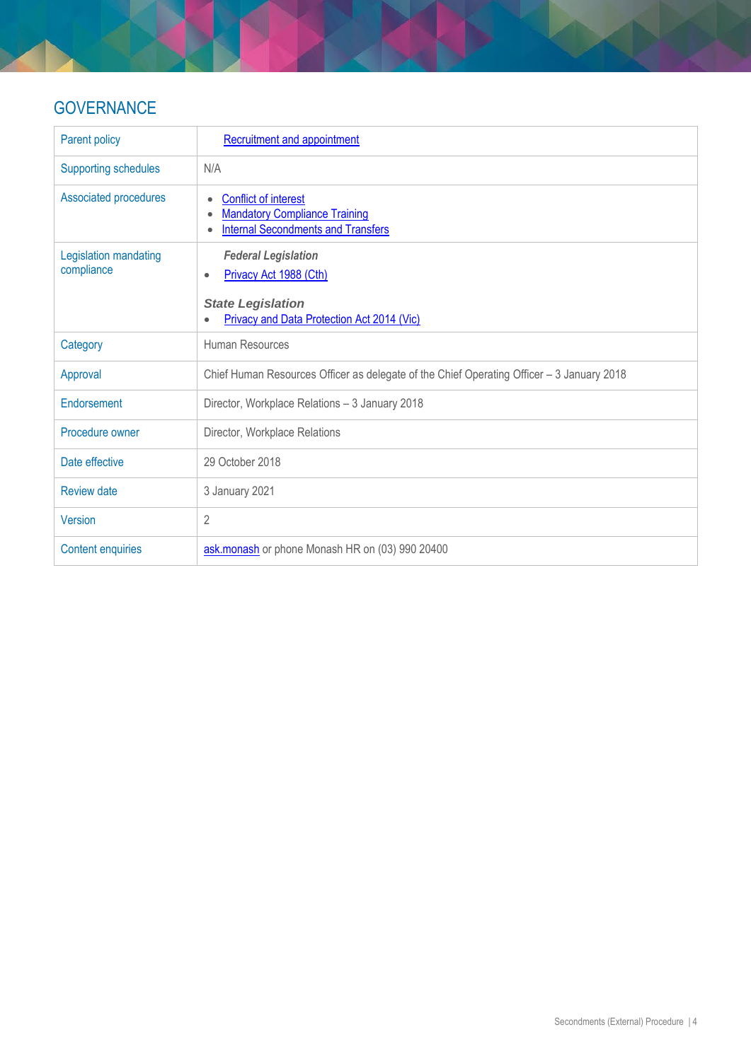## GOVERNANCE

| | |
|---|---|
| Parent policy | Recruitment and appointment |
| Supporting schedules | N/A |
| Associated procedures | • Conflict of interest<br>• Mandatory Compliance Training<br>• Internal Secondments and Transfers |
| Legislation mandating compliance | ***Federal Legislation***<br>• Privacy Act 1988 (Cth)<br><br>***State Legislation***<br>• Privacy and Data Protection Act 2014 (Vic) |
| Category | Human Resources |
| Approval | Chief Human Resources Officer as delegate of the Chief Operating Officer – 3 January 2018 |
| Endorsement | Director, Workplace Relations – 3 January 2018 |
| Procedure owner | Director, Workplace Relations |
| Date effective | 29 October 2018 |
| Review date | 3 January 2021 |
| Version | 2 |
| Content enquiries | ask.monash or phone Monash HR on (03) 990 20400 |